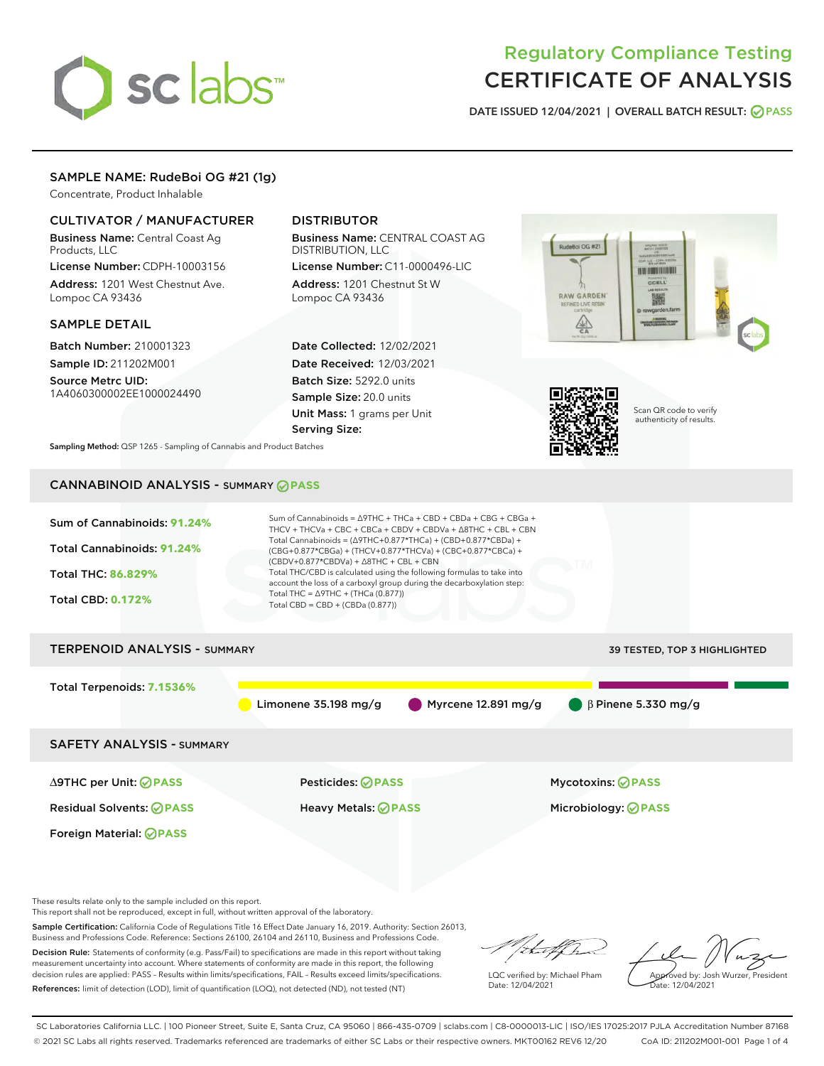# Regulatory Compliance Testing
# CERTIFICATE OF ANALYSIS

DATE ISSUED 12/04/2021 | OVERALL BATCH RESULT: PASS

## SAMPLE NAME: RudeBoi OG #21 (1g)

Concentrate, Product Inhalable

### CULTIVATOR / MANUFACTURER

**Business Name:** Central Coast Ag Products, LLC

**License Number:** CDPH-10003156

**Address:** 1201 West Chestnut Ave. Lompoc CA 93436

### DISTRIBUTOR

**Business Name:** CENTRAL COAST AG DISTRIBUTION, LLC

**License Number:** C11-0000496-LIC

**Address:** 1201 Chestnut St W Lompoc CA 93436

### SAMPLE DETAIL

**Batch Number:** 210001323

**Sample ID:** 211202M001

**Source Metrc UID:** 1A4060300002EE1000024490

**Date Collected:** 12/02/2021

**Date Received:** 12/03/2021

**Batch Size:** 5292.0 units

**Sample Size:** 20.0 units

**Unit Mass:** 1 grams per Unit

**Serving Size:**

Scan QR code to verify authenticity of results.

**Sampling Method:** QSP 1265 - Sampling of Cannabis and Product Batches

## CANNABINOID ANALYSIS - SUMMARY PASS

Sum of Cannabinoids: **91.24%**

Total Cannabinoids: **91.24%**

Total THC: **86.829%**

Total CBD: **0.172%**

Sum of Cannabinoids = Δ9THC + THCa + CBD + CBDa + CBG + CBGa + THCV + THCVa + CBC + CBCa + CBDV + CBDVa + Δ8THC + CBL + CBN

Total Cannabinoids = (Δ9THC+0.877*THCa) + (CBD+0.877*CBDa) + (CBG+0.877*CBGa) + (THCV+0.877*THCVa) + (CBC+0.877*CBCa) + (CBDV+0.877*CBDVa) + Δ8THC + CBL + CBN

Total THC/CBD is calculated using the following formulas to take into account the loss of a carboxyl group during the decarboxylation step:

Total THC = Δ9THC + (THCa (0.877))

Total CBD = CBD + (CBDa (0.877))

## TERPENOID ANALYSIS - SUMMARY

39 TESTED, TOP 3 HIGHLIGHTED

Total Terpenoids: **7.1536%**

Limonene 35.198 mg/g | Myrcene 12.891 mg/g | β Pinene 5.330 mg/g

## SAFETY ANALYSIS - SUMMARY

| | | |
|---|---|---|
| Δ9THC per Unit: PASS | Pesticides: PASS | Mycotoxins: PASS |
| Residual Solvents: PASS | Heavy Metals: PASS | Microbiology: PASS |
| Foreign Material: PASS | | |

These results relate only to the sample included on this report.
This report shall not be reproduced, except in full, without written approval of the laboratory.

**Sample Certification:** California Code of Regulations Title 16 Effect Date January 16, 2019. Authority: Section 26013, Business and Professions Code. Reference: Sections 26100, 26104 and 26110, Business and Professions Code.

**Decision Rule:** Statements of conformity (e.g. Pass/Fail) to specifications are made in this report without taking measurement uncertainty into account. Where statements of conformity are made in this report, the following decision rules are applied: PASS – Results within limits/specifications, FAIL – Results exceed limits/specifications.

**References:** limit of detection (LOD), limit of quantification (LOQ), not detected (ND), not tested (NT)

LQC verified by: Michael Pham
Date: 12/04/2021

Approved by: Josh Wurzer, President
Date: 12/04/2021

SC Laboratories California LLC. | 100 Pioneer Street, Suite E, Santa Cruz, CA 95060 | 866-435-0709 | sclabs.com | C8-0000013-LIC | ISO/IES 17025:2017 PJLA Accreditation Number 87168
© 2021 SC Labs all rights reserved. Trademarks referenced are trademarks of either SC Labs or their respective owners. MKT00162 REV6 12/20 CoA ID: 211202M001-001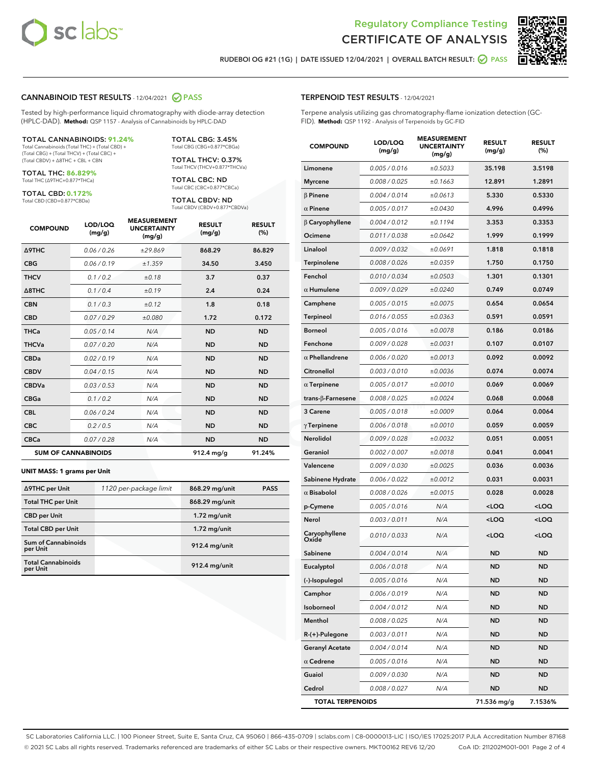Regulatory Compliance Testing
# CERTIFICATE OF ANALYSIS

RUDEBOI OG #21 (1G) | DATE ISSUED 12/04/2021 | OVERALL BATCH RESULT: PASS

## CANNABINOID TEST RESULTS - 12/04/2021 PASS

Tested by high-performance liquid chromatography with diode-array detection (HPLC-DAD). **Method:** QSP 1157 - Analysis of Cannabinoids by HPLC-DAD

**TOTAL CANNABINOIDS: 91.24%**
Total Cannabinoids (Total THC) + (Total CBD) + (Total CBG) + (Total THCV) + (Total CBC) + (Total CBDV) + Δ8THC + CBL + CBN

**TOTAL THC: 86.829%**
Total THC (Δ9THC+0.877*THCa)

**TOTAL CBD: 0.172%**
Total CBD (CBD+0.877*CBDa)

**TOTAL CBG: 3.45%**
Total CBG (CBG+0.877*CBGa)

**TOTAL THCV: 0.37%**
Total THCV (THCV+0.877*THCVa)

**TOTAL CBC: ND**
Total CBC (CBC+0.877*CBCa)

**TOTAL CBDV: ND**
Total CBDV (CBDV+0.877*CBDVa)

| COMPOUND | LOD/LOQ (mg/g) | MEASUREMENT UNCERTAINTY (mg/g) | RESULT (mg/g) | RESULT (%) |
|---|---|---|---|---|
| Δ9THC | 0.06 / 0.26 | ±29.869 | 868.29 | 86.829 |
| CBG | 0.06 / 0.19 | ±1.359 | 34.50 | 3.450 |
| THCV | 0.1 / 0.2 | ±0.18 | 3.7 | 0.37 |
| Δ8THC | 0.1 / 0.4 | ±0.19 | 2.4 | 0.24 |
| CBN | 0.1 / 0.3 | ±0.12 | 1.8 | 0.18 |
| CBD | 0.07 / 0.29 | ±0.080 | 1.72 | 0.172 |
| THCa | 0.05 / 0.14 | N/A | ND | ND |
| THCVa | 0.07 / 0.20 | N/A | ND | ND |
| CBDa | 0.02 / 0.19 | N/A | ND | ND |
| CBDV | 0.04 / 0.15 | N/A | ND | ND |
| CBDVa | 0.03 / 0.53 | N/A | ND | ND |
| CBGa | 0.1 / 0.2 | N/A | ND | ND |
| CBL | 0.06 / 0.24 | N/A | ND | ND |
| CBC | 0.2 / 0.5 | N/A | ND | ND |
| CBCa | 0.07 / 0.28 | N/A | ND | ND |
| **SUM OF CANNABINOIDS** | | | 912.4 mg/g | 91.24% |

**UNIT MASS: 1 grams per Unit**

| | | | |
|---|---|---|---|
| Δ9THC per Unit | 1120 per-package limit | 868.29 mg/unit | PASS |
| Total THC per Unit | | 868.29 mg/unit | |
| CBD per Unit | | 1.72 mg/unit | |
| Total CBD per Unit | | 1.72 mg/unit | |
| Sum of Cannabinoids per Unit | | 912.4 mg/unit | |
| Total Cannabinoids per Unit | | 912.4 mg/unit | |

## TERPENOID TEST RESULTS - 12/04/2021

Terpene analysis utilizing gas chromatography-flame ionization detection (GC-FID). **Method:** QSP 1192 - Analysis of Terpenoids by GC-FID

| COMPOUND | LOD/LOQ (mg/g) | MEASUREMENT UNCERTAINTY (mg/g) | RESULT (mg/g) | RESULT (%) |
|---|---|---|---|---|
| Limonene | 0.005 / 0.016 | ±0.5033 | 35.198 | 3.5198 |
| Myrcene | 0.008 / 0.025 | ±0.1663 | 12.891 | 1.2891 |
| β Pinene | 0.004 / 0.014 | ±0.0613 | 5.330 | 0.5330 |
| α Pinene | 0.005 / 0.017 | ±0.0430 | 4.996 | 0.4996 |
| β Caryophyllene | 0.004 / 0.012 | ±0.1194 | 3.353 | 0.3353 |
| Ocimene | 0.011 / 0.038 | ±0.0642 | 1.999 | 0.1999 |
| Linalool | 0.009 / 0.032 | ±0.0691 | 1.818 | 0.1818 |
| Terpinolene | 0.008 / 0.026 | ±0.0359 | 1.750 | 0.1750 |
| Fenchol | 0.010 / 0.034 | ±0.0503 | 1.301 | 0.1301 |
| α Humulene | 0.009 / 0.029 | ±0.0240 | 0.749 | 0.0749 |
| Camphene | 0.005 / 0.015 | ±0.0075 | 0.654 | 0.0654 |
| Terpineol | 0.016 / 0.055 | ±0.0363 | 0.591 | 0.0591 |
| Borneol | 0.005 / 0.016 | ±0.0078 | 0.186 | 0.0186 |
| Fenchone | 0.009 / 0.028 | ±0.0031 | 0.107 | 0.0107 |
| α Phellandrene | 0.006 / 0.020 | ±0.0013 | 0.092 | 0.0092 |
| Citronellol | 0.003 / 0.010 | ±0.0036 | 0.074 | 0.0074 |
| α Terpinene | 0.005 / 0.017 | ±0.0010 | 0.069 | 0.0069 |
| trans-β-Farnesene | 0.008 / 0.025 | ±0.0024 | 0.068 | 0.0068 |
| 3 Carene | 0.005 / 0.018 | ±0.0009 | 0.064 | 0.0064 |
| γ Terpinene | 0.006 / 0.018 | ±0.0010 | 0.059 | 0.0059 |
| Nerolidol | 0.009 / 0.028 | ±0.0032 | 0.051 | 0.0051 |
| Geraniol | 0.002 / 0.007 | ±0.0018 | 0.041 | 0.0041 |
| Valencene | 0.009 / 0.030 | ±0.0025 | 0.036 | 0.0036 |
| Sabinene Hydrate | 0.006 / 0.022 | ±0.0012 | 0.031 | 0.0031 |
| α Bisabolol | 0.008 / 0.026 | ±0.0015 | 0.028 | 0.0028 |
| p-Cymene | 0.005 / 0.016 | N/A | <LOQ | <LOQ |
| Nerol | 0.003 / 0.011 | N/A | <LOQ | <LOQ |
| Caryophyllene Oxide | 0.010 / 0.033 | N/A | <LOQ | <LOQ |
| Sabinene | 0.004 / 0.014 | N/A | ND | ND |
| Eucalyptol | 0.006 / 0.018 | N/A | ND | ND |
| (-)-Isopulegol | 0.005 / 0.016 | N/A | ND | ND |
| Camphor | 0.006 / 0.019 | N/A | ND | ND |
| Isoborneol | 0.004 / 0.012 | N/A | ND | ND |
| Menthol | 0.008 / 0.025 | N/A | ND | ND |
| R-(+)-Pulegone | 0.003 / 0.011 | N/A | ND | ND |
| Geranyl Acetate | 0.004 / 0.014 | N/A | ND | ND |
| α Cedrene | 0.005 / 0.016 | N/A | ND | ND |
| Guaiol | 0.009 / 0.030 | N/A | ND | ND |
| Cedrol | 0.008 / 0.027 | N/A | ND | ND |
| **TOTAL TERPENOIDS** | | | 71.536 mg/g | 7.1536% |

SC Laboratories California LLC. | 100 Pioneer Street, Suite E, Santa Cruz, CA 95060 | 866-435-0709 | sclabs.com | C8-0000013-LIC | ISO/IES 17025:2017 PJLA Accreditation Number 87168
© 2021 SC Labs all rights reserved. Trademarks referenced are trademarks of either SC Labs or their respective owners. MKT00162 REV6 12/20 CoA ID: 211202M001-001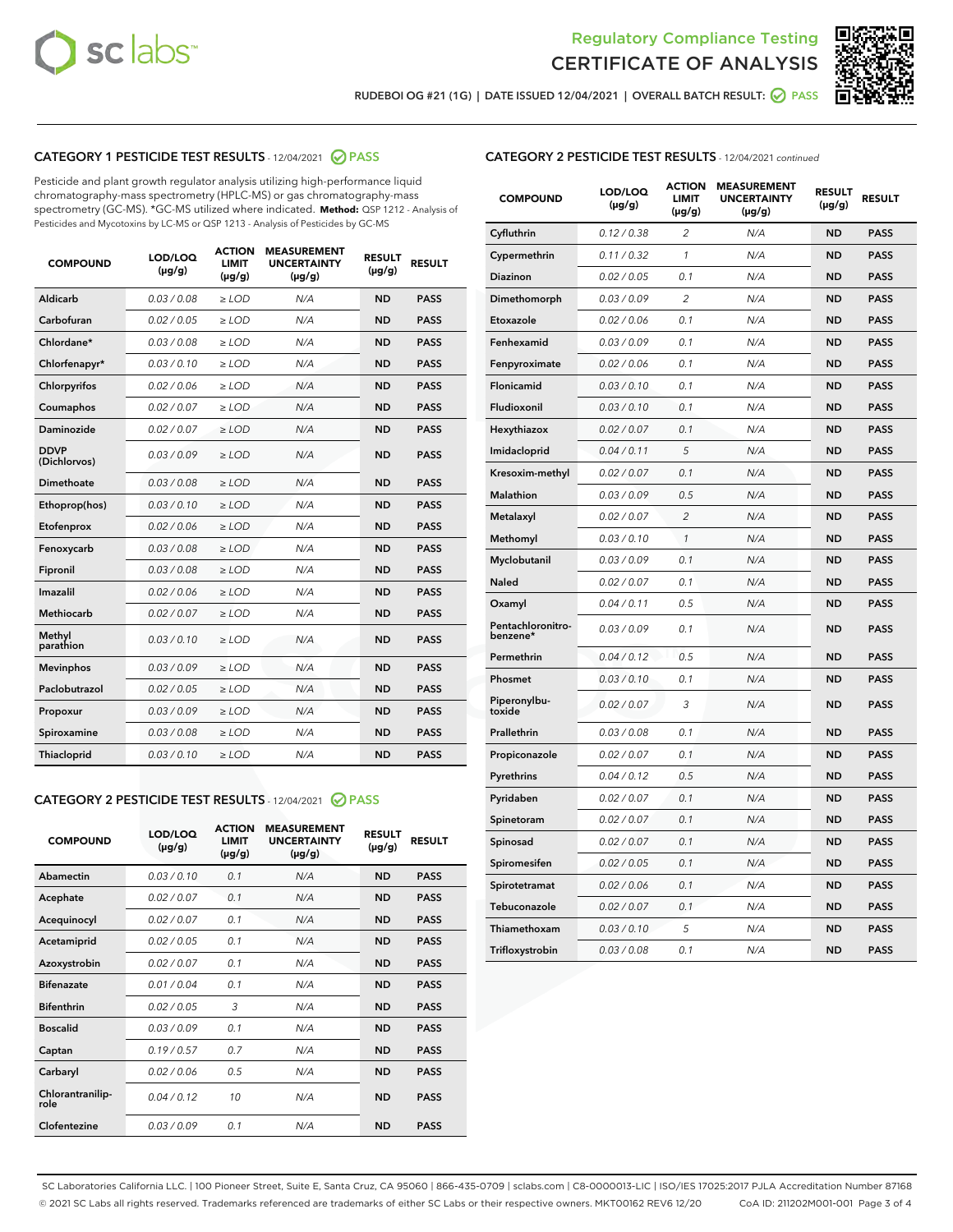Regulatory Compliance Testing
CERTIFICATE OF ANALYSIS

RUDEBOI OG #21 (1G) | DATE ISSUED 12/04/2021 | OVERALL BATCH RESULT: PASS

## CATEGORY 1 PESTICIDE TEST RESULTS - 12/04/2021 PASS

Pesticide and plant growth regulator analysis utilizing high-performance liquid chromatography-mass spectrometry (HPLC-MS) or gas chromatography-mass spectrometry (GC-MS). *GC-MS utilized where indicated. **Method:** QSP 1212 - Analysis of Pesticides and Mycotoxins by LC-MS or QSP 1213 - Analysis of Pesticides by GC-MS

| COMPOUND | LOD/LOQ (µg/g) | ACTION LIMIT (µg/g) | MEASUREMENT UNCERTAINTY (µg/g) | RESULT (µg/g) | RESULT |
|---|---|---|---|---|---|
| Aldicarb | 0.03 / 0.08 | ≥ LOD | N/A | ND | PASS |
| Carbofuran | 0.02 / 0.05 | ≥ LOD | N/A | ND | PASS |
| Chlordane* | 0.03 / 0.08 | ≥ LOD | N/A | ND | PASS |
| Chlorfenapyr* | 0.03 / 0.10 | ≥ LOD | N/A | ND | PASS |
| Chlorpyrifos | 0.02 / 0.06 | ≥ LOD | N/A | ND | PASS |
| Coumaphos | 0.02 / 0.07 | ≥ LOD | N/A | ND | PASS |
| Daminozide | 0.02 / 0.07 | ≥ LOD | N/A | ND | PASS |
| DDVP (Dichlorvos) | 0.03 / 0.09 | ≥ LOD | N/A | ND | PASS |
| Dimethoate | 0.03 / 0.08 | ≥ LOD | N/A | ND | PASS |
| Ethoprop(hos) | 0.03 / 0.10 | ≥ LOD | N/A | ND | PASS |
| Etofenprox | 0.02 / 0.06 | ≥ LOD | N/A | ND | PASS |
| Fenoxycarb | 0.03 / 0.08 | ≥ LOD | N/A | ND | PASS |
| Fipronil | 0.03 / 0.08 | ≥ LOD | N/A | ND | PASS |
| Imazalil | 0.02 / 0.06 | ≥ LOD | N/A | ND | PASS |
| Methiocarb | 0.02 / 0.07 | ≥ LOD | N/A | ND | PASS |
| Methyl parathion | 0.03 / 0.10 | ≥ LOD | N/A | ND | PASS |
| Mevinphos | 0.03 / 0.09 | ≥ LOD | N/A | ND | PASS |
| Paclobutrazol | 0.02 / 0.05 | ≥ LOD | N/A | ND | PASS |
| Propoxur | 0.03 / 0.09 | ≥ LOD | N/A | ND | PASS |
| Spiroxamine | 0.03 / 0.08 | ≥ LOD | N/A | ND | PASS |
| Thiacloprid | 0.03 / 0.10 | ≥ LOD | N/A | ND | PASS |

## CATEGORY 2 PESTICIDE TEST RESULTS - 12/04/2021 PASS

| COMPOUND | LOD/LOQ (µg/g) | ACTION LIMIT (µg/g) | MEASUREMENT UNCERTAINTY (µg/g) | RESULT (µg/g) | RESULT |
|---|---|---|---|---|---|
| Abamectin | 0.03 / 0.10 | 0.1 | N/A | ND | PASS |
| Acephate | 0.02 / 0.07 | 0.1 | N/A | ND | PASS |
| Acequinocyl | 0.02 / 0.07 | 0.1 | N/A | ND | PASS |
| Acetamiprid | 0.02 / 0.05 | 0.1 | N/A | ND | PASS |
| Azoxystrobin | 0.02 / 0.07 | 0.1 | N/A | ND | PASS |
| Bifenazate | 0.01 / 0.04 | 0.1 | N/A | ND | PASS |
| Bifenthrin | 0.02 / 0.05 | 3 | N/A | ND | PASS |
| Boscalid | 0.03 / 0.09 | 0.1 | N/A | ND | PASS |
| Captan | 0.19 / 0.57 | 0.7 | N/A | ND | PASS |
| Carbaryl | 0.02 / 0.06 | 0.5 | N/A | ND | PASS |
| Chlorantraniliprole | 0.04 / 0.12 | 10 | N/A | ND | PASS |
| Clofentezine | 0.03 / 0.09 | 0.1 | N/A | ND | PASS |
| Cyfluthrin | 0.12 / 0.38 | 2 | N/A | ND | PASS |
| Cypermethrin | 0.11 / 0.32 | 1 | N/A | ND | PASS |
| Diazinon | 0.02 / 0.05 | 0.1 | N/A | ND | PASS |
| Dimethomorph | 0.03 / 0.09 | 2 | N/A | ND | PASS |
| Etoxazole | 0.02 / 0.06 | 0.1 | N/A | ND | PASS |
| Fenhexamid | 0.03 / 0.09 | 0.1 | N/A | ND | PASS |
| Fenpyroximate | 0.02 / 0.06 | 0.1 | N/A | ND | PASS |
| Flonicamid | 0.03 / 0.10 | 0.1 | N/A | ND | PASS |
| Fludioxonil | 0.03 / 0.10 | 0.1 | N/A | ND | PASS |
| Hexythiazox | 0.02 / 0.07 | 0.1 | N/A | ND | PASS |
| Imidacloprid | 0.04 / 0.11 | 5 | N/A | ND | PASS |
| Kresoxim-methyl | 0.02 / 0.07 | 0.1 | N/A | ND | PASS |
| Malathion | 0.03 / 0.09 | 0.5 | N/A | ND | PASS |
| Metalaxyl | 0.02 / 0.07 | 2 | N/A | ND | PASS |
| Methomyl | 0.03 / 0.10 | 1 | N/A | ND | PASS |
| Myclobutanil | 0.03 / 0.09 | 0.1 | N/A | ND | PASS |
| Naled | 0.02 / 0.07 | 0.1 | N/A | ND | PASS |
| Oxamyl | 0.04 / 0.11 | 0.5 | N/A | ND | PASS |
| Pentachloronitrobenzene* | 0.03 / 0.09 | 0.1 | N/A | ND | PASS |
| Permethrin | 0.04 / 0.12 | 0.5 | N/A | ND | PASS |
| Phosmet | 0.03 / 0.10 | 0.1 | N/A | ND | PASS |
| Piperonylbutoxide | 0.02 / 0.07 | 3 | N/A | ND | PASS |
| Prallethrin | 0.03 / 0.08 | 0.1 | N/A | ND | PASS |
| Propiconazole | 0.02 / 0.07 | 0.1 | N/A | ND | PASS |
| Pyrethrins | 0.04 / 0.12 | 0.5 | N/A | ND | PASS |
| Pyridaben | 0.02 / 0.07 | 0.1 | N/A | ND | PASS |
| Spinetoram | 0.02 / 0.07 | 0.1 | N/A | ND | PASS |
| Spinosad | 0.02 / 0.07 | 0.1 | N/A | ND | PASS |
| Spiromesifen | 0.02 / 0.05 | 0.1 | N/A | ND | PASS |
| Spirotetramat | 0.02 / 0.06 | 0.1 | N/A | ND | PASS |
| Tebuconazole | 0.02 / 0.07 | 0.1 | N/A | ND | PASS |
| Thiamethoxam | 0.03 / 0.10 | 5 | N/A | ND | PASS |
| Trifloxystrobin | 0.03 / 0.08 | 0.1 | N/A | ND | PASS |

SC Laboratories California LLC. | 100 Pioneer Street, Suite E, Santa Cruz, CA 95060 | 866-435-0709 | sclabs.com | C8-0000013-LIC | ISO/IES 17025:2017 PJLA Accreditation Number 87168
© 2021 SC Labs all rights reserved. Trademarks referenced are trademarks of either SC Labs or their respective owners. MKT00162 REV6 12/20 CoA ID: 211202M001-001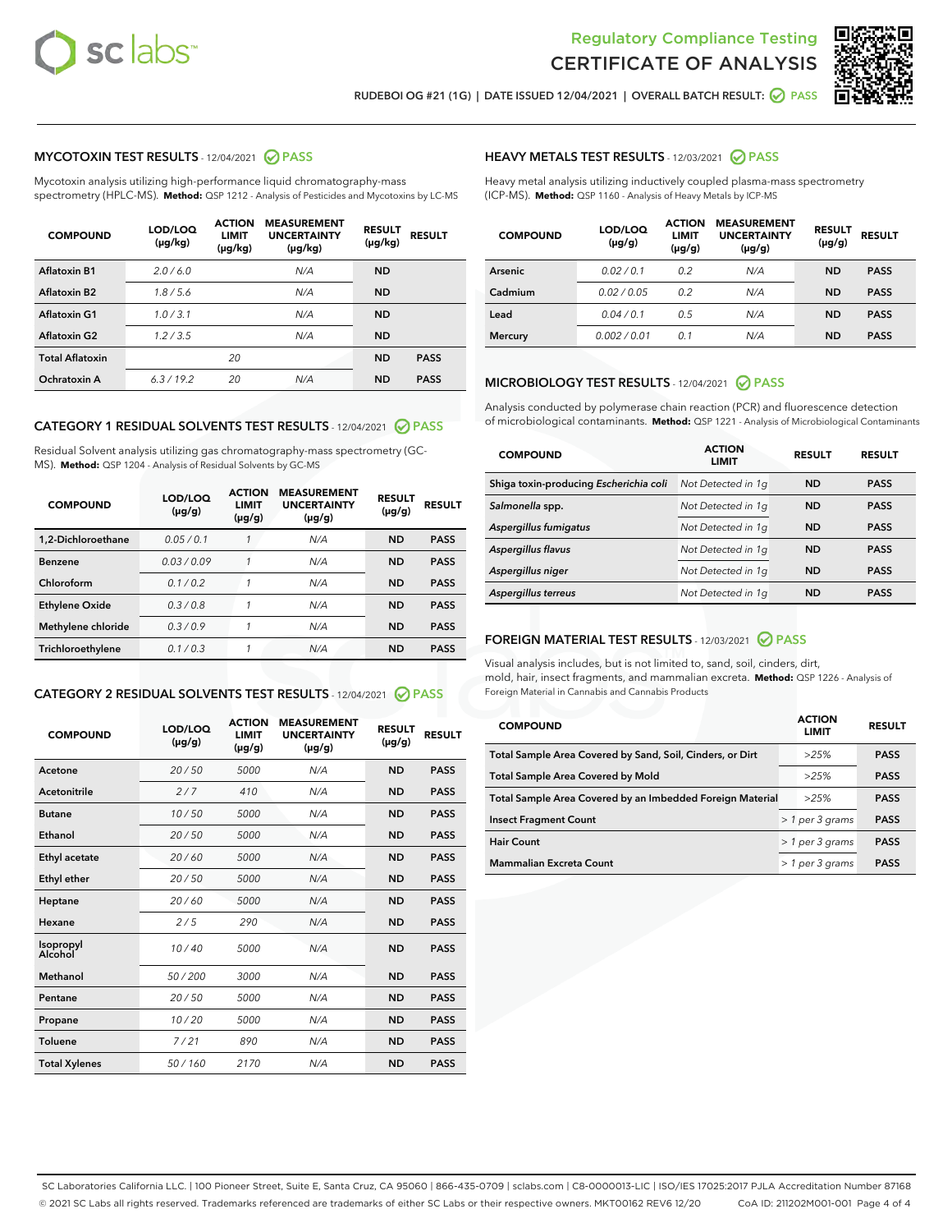Regulatory Compliance Testing
# CERTIFICATE OF ANALYSIS

RUDEBOI OG #21 (1G) | DATE ISSUED 12/04/2021 | OVERALL BATCH RESULT: PASS

## MYCOTOXIN TEST RESULTS - 12/04/2021 PASS

Mycotoxin analysis utilizing high-performance liquid chromatography-mass spectrometry (HPLC-MS). **Method:** QSP 1212 - Analysis of Pesticides and Mycotoxins by LC-MS

| COMPOUND | LOD/LOQ (µg/kg) | ACTION LIMIT (µg/kg) | MEASUREMENT UNCERTAINTY (µg/kg) | RESULT (µg/kg) | RESULT |
|---|---|---|---|---|---|
| Aflatoxin B1 | 2.0 / 6.0 | | N/A | ND | |
| Aflatoxin B2 | 1.8 / 5.6 | | N/A | ND | |
| Aflatoxin G1 | 1.0 / 3.1 | | N/A | ND | |
| Aflatoxin G2 | 1.2 / 3.5 | | N/A | ND | |
| Total Aflatoxin | | 20 | | ND | PASS |
| Ochratoxin A | 6.3 / 19.2 | 20 | N/A | ND | PASS |

## CATEGORY 1 RESIDUAL SOLVENTS TEST RESULTS - 12/04/2021 PASS

Residual Solvent analysis utilizing gas chromatography-mass spectrometry (GC-MS). **Method:** QSP 1204 - Analysis of Residual Solvents by GC-MS

| COMPOUND | LOD/LOQ (µg/g) | ACTION LIMIT (µg/g) | MEASUREMENT UNCERTAINTY (µg/g) | RESULT (µg/g) | RESULT |
|---|---|---|---|---|---|
| 1,2-Dichloroethane | 0.05 / 0.1 | 1 | N/A | ND | PASS |
| Benzene | 0.03 / 0.09 | 1 | N/A | ND | PASS |
| Chloroform | 0.1 / 0.2 | 1 | N/A | ND | PASS |
| Ethylene Oxide | 0.3 / 0.8 | 1 | N/A | ND | PASS |
| Methylene chloride | 0.3 / 0.9 | 1 | N/A | ND | PASS |
| Trichloroethylene | 0.1 / 0.3 | 1 | N/A | ND | PASS |

## CATEGORY 2 RESIDUAL SOLVENTS TEST RESULTS - 12/04/2021 PASS

| COMPOUND | LOD/LOQ (µg/g) | ACTION LIMIT (µg/g) | MEASUREMENT UNCERTAINTY (µg/g) | RESULT (µg/g) | RESULT |
|---|---|---|---|---|---|
| Acetone | 20 / 50 | 5000 | N/A | ND | PASS |
| Acetonitrile | 2 / 7 | 410 | N/A | ND | PASS |
| Butane | 10 / 50 | 5000 | N/A | ND | PASS |
| Ethanol | 20 / 50 | 5000 | N/A | ND | PASS |
| Ethyl acetate | 20 / 60 | 5000 | N/A | ND | PASS |
| Ethyl ether | 20 / 50 | 5000 | N/A | ND | PASS |
| Heptane | 20 / 60 | 5000 | N/A | ND | PASS |
| Hexane | 2 / 5 | 290 | N/A | ND | PASS |
| Isopropyl Alcohol | 10 / 40 | 5000 | N/A | ND | PASS |
| Methanol | 50 / 200 | 3000 | N/A | ND | PASS |
| Pentane | 20 / 50 | 5000 | N/A | ND | PASS |
| Propane | 10 / 20 | 5000 | N/A | ND | PASS |
| Toluene | 7 / 21 | 890 | N/A | ND | PASS |
| Total Xylenes | 50 / 160 | 2170 | N/A | ND | PASS |

## HEAVY METALS TEST RESULTS - 12/03/2021 PASS

Heavy metal analysis utilizing inductively coupled plasma-mass spectrometry (ICP-MS). **Method:** QSP 1160 - Analysis of Heavy Metals by ICP-MS

| COMPOUND | LOD/LOQ (µg/g) | ACTION LIMIT (µg/g) | MEASUREMENT UNCERTAINTY (µg/g) | RESULT (µg/g) | RESULT |
|---|---|---|---|---|---|
| Arsenic | 0.02 / 0.1 | 0.2 | N/A | ND | PASS |
| Cadmium | 0.02 / 0.05 | 0.2 | N/A | ND | PASS |
| Lead | 0.04 / 0.1 | 0.5 | N/A | ND | PASS |
| Mercury | 0.002 / 0.01 | 0.1 | N/A | ND | PASS |

## MICROBIOLOGY TEST RESULTS - 12/04/2021 PASS

Analysis conducted by polymerase chain reaction (PCR) and fluorescence detection of microbiological contaminants. **Method:** QSP 1221 - Analysis of Microbiological Contaminants

| COMPOUND | ACTION LIMIT | RESULT | RESULT |
|---|---|---|---|
| Shiga toxin-producing *Escherichia coli* | Not Detected in 1g | ND | PASS |
| *Salmonella* spp. | Not Detected in 1g | ND | PASS |
| *Aspergillus fumigatus* | Not Detected in 1g | ND | PASS |
| *Aspergillus flavus* | Not Detected in 1g | ND | PASS |
| *Aspergillus niger* | Not Detected in 1g | ND | PASS |
| *Aspergillus terreus* | Not Detected in 1g | ND | PASS |

## FOREIGN MATERIAL TEST RESULTS - 12/03/2021 PASS

Visual analysis includes, but is not limited to, sand, soil, cinders, dirt, mold, hair, insect fragments, and mammalian excreta. **Method:** QSP 1226 - Analysis of Foreign Material in Cannabis and Cannabis Products

| COMPOUND | ACTION LIMIT | RESULT |
|---|---|---|
| Total Sample Area Covered by Sand, Soil, Cinders, or Dirt | >25% | PASS |
| Total Sample Area Covered by Mold | >25% | PASS |
| Total Sample Area Covered by an Imbedded Foreign Material | >25% | PASS |
| Insect Fragment Count | > 1 per 3 grams | PASS |
| Hair Count | > 1 per 3 grams | PASS |
| Mammalian Excreta Count | > 1 per 3 grams | PASS |

SC Laboratories California LLC. | 100 Pioneer Street, Suite E, Santa Cruz, CA 95060 | 866-435-0709 | sclabs.com | C8-0000013-LIC | ISO/IES 17025:2017 PJLA Accreditation Number 87168
© 2021 SC Labs all rights reserved. Trademarks referenced are trademarks of either SC Labs or their respective owners. MKT00162 REV6 12/20 CoA ID: 211202M001-001